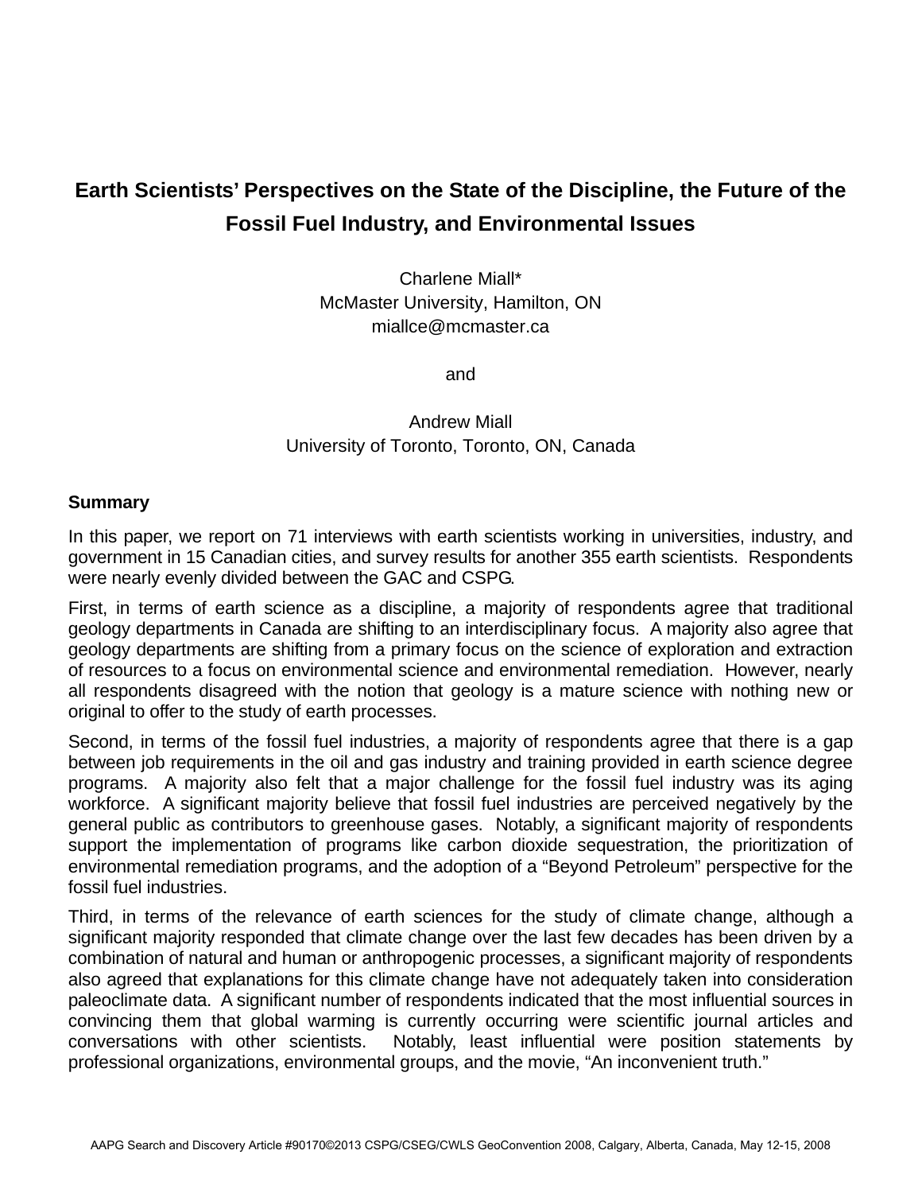# Earth Scientists' Perspectives on the State of the Discipline, the Future of the Fossil Fuel Industry, and Environmental Issues

Charlene Miall*
McMaster University, Hamilton, ON
miallce@mcmaster.ca

and

Andrew Miall
University of Toronto, Toronto, ON, Canada

## Summary

In this paper, we report on 71 interviews with earth scientists working in universities, industry, and government in 15 Canadian cities, and survey results for another 355 earth scientists. Respondents were nearly evenly divided between the GAC and CSPG.

First, in terms of earth science as a discipline, a majority of respondents agree that traditional geology departments in Canada are shifting to an interdisciplinary focus. A majority also agree that geology departments are shifting from a primary focus on the science of exploration and extraction of resources to a focus on environmental science and environmental remediation. However, nearly all respondents disagreed with the notion that geology is a mature science with nothing new or original to offer to the study of earth processes.

Second, in terms of the fossil fuel industries, a majority of respondents agree that there is a gap between job requirements in the oil and gas industry and training provided in earth science degree programs. A majority also felt that a major challenge for the fossil fuel industry was its aging workforce. A significant majority believe that fossil fuel industries are perceived negatively by the general public as contributors to greenhouse gases. Notably, a significant majority of respondents support the implementation of programs like carbon dioxide sequestration, the prioritization of environmental remediation programs, and the adoption of a "Beyond Petroleum" perspective for the fossil fuel industries.

Third, in terms of the relevance of earth sciences for the study of climate change, although a significant majority responded that climate change over the last few decades has been driven by a combination of natural and human or anthropogenic processes, a significant majority of respondents also agreed that explanations for this climate change have not adequately taken into consideration paleoclimate data. A significant number of respondents indicated that the most influential sources in convincing them that global warming is currently occurring were scientific journal articles and conversations with other scientists. Notably, least influential were position statements by professional organizations, environmental groups, and the movie, "An inconvenient truth."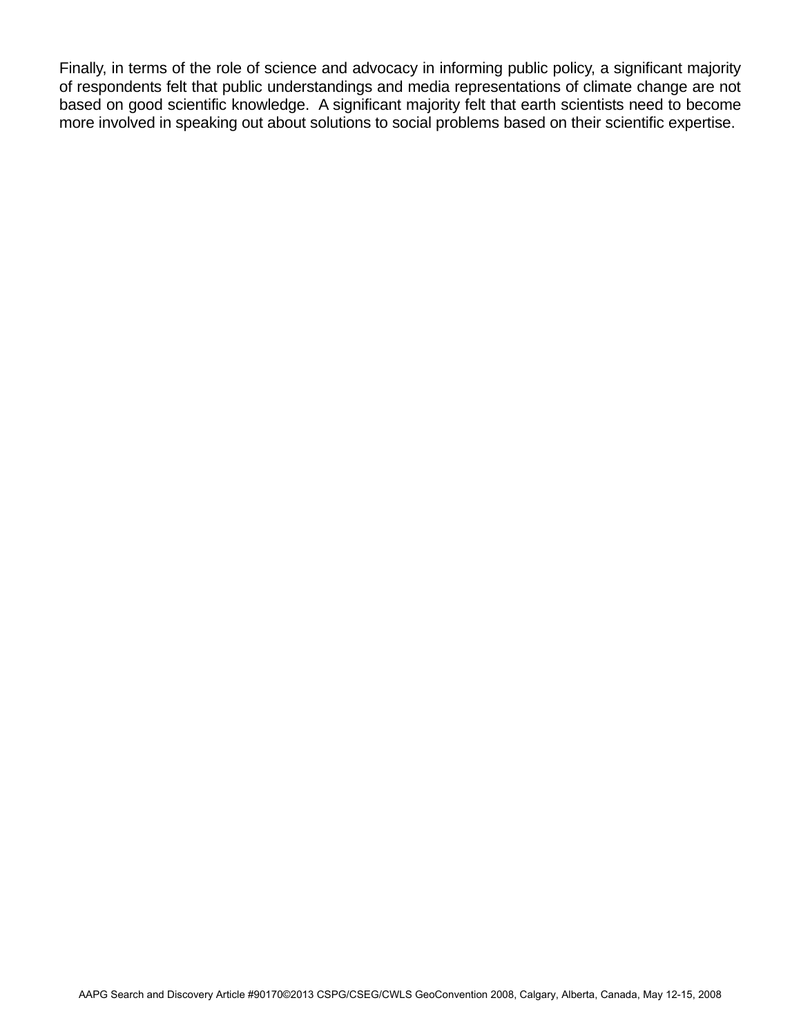Finally, in terms of the role of science and advocacy in informing public policy, a significant majority of respondents felt that public understandings and media representations of climate change are not based on good scientific knowledge. A significant majority felt that earth scientists need to become more involved in speaking out about solutions to social problems based on their scientific expertise.